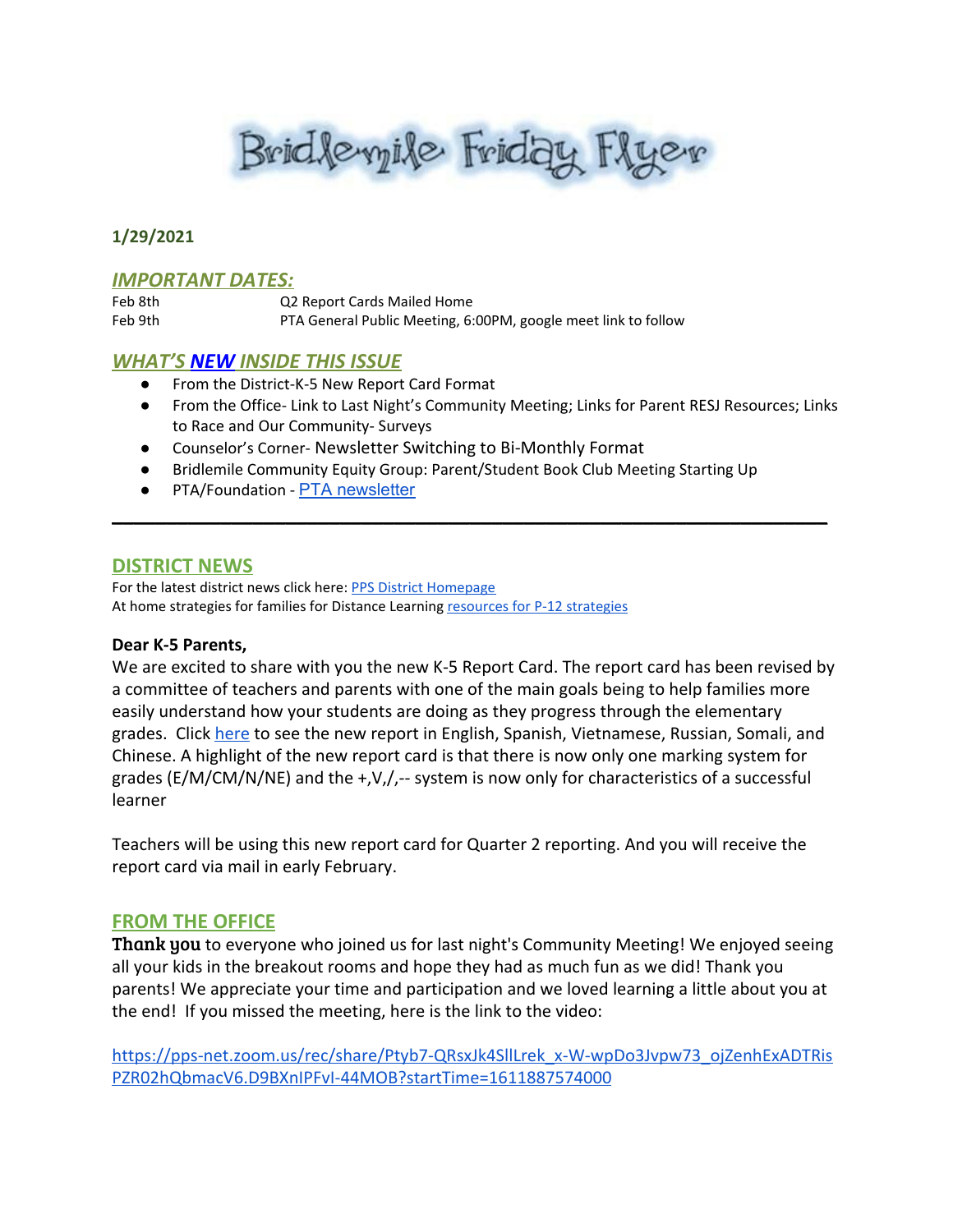# Bridlemile Friday Flyer

**1/29/2021**

## *IMPORTANT DATES:*

| | |
|---|---|
| Feb 8th | Q2 Report Cards Mailed Home |
| Feb 9th | PTA General Public Meeting, 6:00PM, google meet link to follow |

## *WHAT'S NEW INSIDE THIS ISSUE*

- From the District-K-5 New Report Card Format
- From the Office- Link to Last Night's Community Meeting; Links for Parent RESJ Resources; Links to Race and Our Community- Surveys
- Counselor's Corner- Newsletter Switching to Bi-Monthly Format
- Bridlemile Community Equity Group: Parent/Student Book Club Meeting Starting Up
- PTA/Foundation - PTA newsletter

---

## DISTRICT NEWS

For the latest district news click here: PPS District Homepage
At home strategies for families for Distance Learning resources for P-12 strategies

**Dear K-5 Parents,**
We are excited to share with you the new K-5 Report Card. The report card has been revised by a committee of teachers and parents with one of the main goals being to help families more easily understand how your students are doing as they progress through the elementary grades. Click here to see the new report in English, Spanish, Vietnamese, Russian, Somali, and Chinese. A highlight of the new report card is that there is now only one marking system for grades (E/M/CM/N/NE) and the +,V,/,-- system is now only for characteristics of a successful learner

Teachers will be using this new report card for Quarter 2 reporting. And you will receive the report card via mail in early February.

## FROM THE OFFICE

**Thank you** to everyone who joined us for last night's Community Meeting! We enjoyed seeing all your kids in the breakout rooms and hope they had as much fun as we did! Thank you parents! We appreciate your time and participation and we loved learning a little about you at the end! If you missed the meeting, here is the link to the video:

https://pps-net.zoom.us/rec/share/Ptyb7-QRsxJk4SllLrek_x-W-wpDo3Jvpw73_ojZenhExADTRisPZR02hQbmacV6.D9BXnIPFvl-44MOB?startTime=1611887574000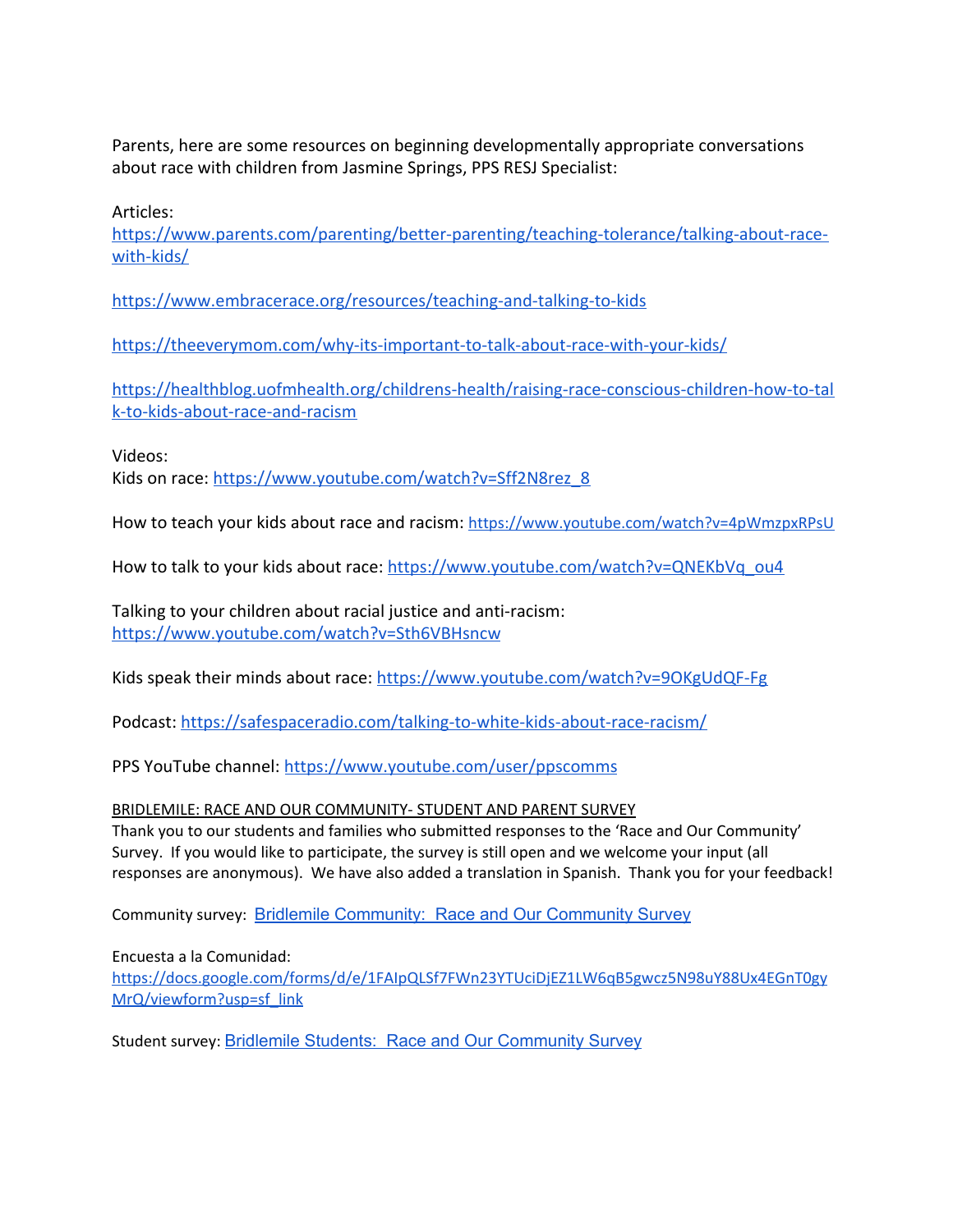Parents, here are some resources on beginning developmentally appropriate conversations about race with children from Jasmine Springs, PPS RESJ Specialist:

Articles:
https://www.parents.com/parenting/better-parenting/teaching-tolerance/talking-about-race-with-kids/

https://www.embracerace.org/resources/teaching-and-talking-to-kids

https://theeverymom.com/why-its-important-to-talk-about-race-with-your-kids/

https://healthblog.uofmhealth.org/childrens-health/raising-race-conscious-children-how-to-talk-to-kids-about-race-and-racism

Videos:
Kids on race: https://www.youtube.com/watch?v=Sff2N8rez_8

How to teach your kids about race and racism: https://www.youtube.com/watch?v=4pWmzpxRPsU

How to talk to your kids about race: https://www.youtube.com/watch?v=QNEKbVq_ou4

Talking to your children about racial justice and anti-racism:
https://www.youtube.com/watch?v=Sth6VBHsncw

Kids speak their minds about race: https://www.youtube.com/watch?v=9OKgUdQF-Fg

Podcast: https://safespaceradio.com/talking-to-white-kids-about-race-racism/

PPS YouTube channel: https://www.youtube.com/user/ppscomms

BRIDLEMILE: RACE AND OUR COMMUNITY- STUDENT AND PARENT SURVEY

Thank you to our students and families who submitted responses to the 'Race and Our Community' Survey. If you would like to participate, the survey is still open and we welcome your input (all responses are anonymous). We have also added a translation in Spanish. Thank you for your feedback!

Community survey: Bridlemile Community: Race and Our Community Survey

Encuesta a la Comunidad:
https://docs.google.com/forms/d/e/1FAIpQLSf7FWn23YTUciDjEZ1LW6qB5gwcz5N98uY88Ux4EGnT0gyMrQ/viewform?usp=sf_link

Student survey: Bridlemile Students: Race and Our Community Survey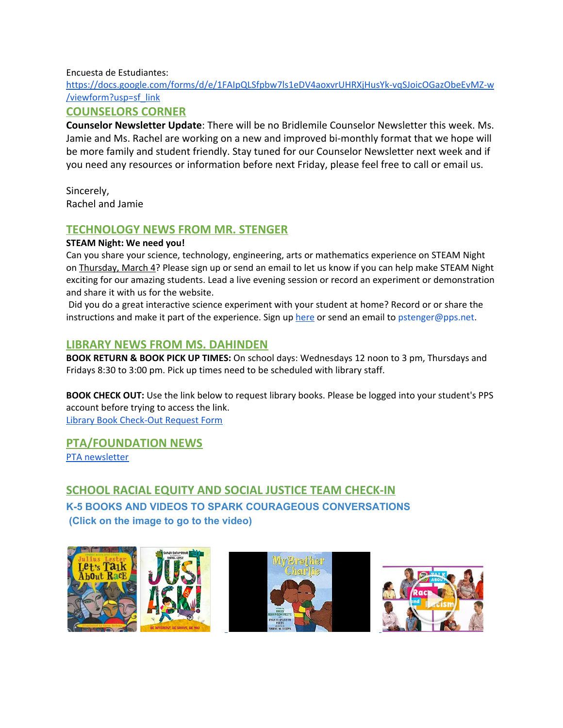Encuesta de Estudiantes:
[https://docs.google.com/forms/d/e/1FAIpQLSfpbw7ls1eDV4aoxvrUHRXjHusYk-vqSJoicOGazObeEvMZ-w/viewform?usp=sf_link](https://docs.google.com/forms/d/e/1FAIpQLSfpbw7ls1eDV4aoxvrUHRXjHusYk-vqSJoicOGazObeEvMZ-w/viewform?usp=sf_link)

## COUNSELORS CORNER

**Counselor Newsletter Update**: There will be no Bridlemile Counselor Newsletter this week. Ms. Jamie and Ms. Rachel are working on a new and improved bi-monthly format that we hope will be more family and student friendly. Stay tuned for our Counselor Newsletter next week and if you need any resources or information before next Friday, please feel free to call or email us.

Sincerely,
Rachel and Jamie

## TECHNOLOGY NEWS FROM MR. STENGER

**STEAM Night: We need you!**

Can you share your science, technology, engineering, arts or mathematics experience on STEAM Night on Thursday, March 4? Please sign up or send an email to let us know if you can help make STEAM Night exciting for our amazing students. Lead a live evening session or record an experiment or demonstration and share it with us for the website.

Did you do a great interactive science experiment with your student at home? Record or or share the instructions and make it part of the experience. Sign up here or send an email to pstenger@pps.net.

## LIBRARY NEWS FROM MS. DAHINDEN

**BOOK RETURN & BOOK PICK UP TIMES:** On school days: Wednesdays 12 noon to 3 pm, Thursdays and Fridays 8:30 to 3:00 pm. Pick up times need to be scheduled with library staff.

**BOOK CHECK OUT:** Use the link below to request library books. Please be logged into your student's PPS account before trying to access the link.
Library Book Check-Out Request Form

## PTA/FOUNDATION NEWS

PTA newsletter

## SCHOOL RACIAL EQUITY AND SOCIAL JUSTICE TEAM CHECK-IN

### K-5 BOOKS AND VIDEOS TO SPARK COURAGEOUS CONVERSATIONS

### (Click on the image to go to the video)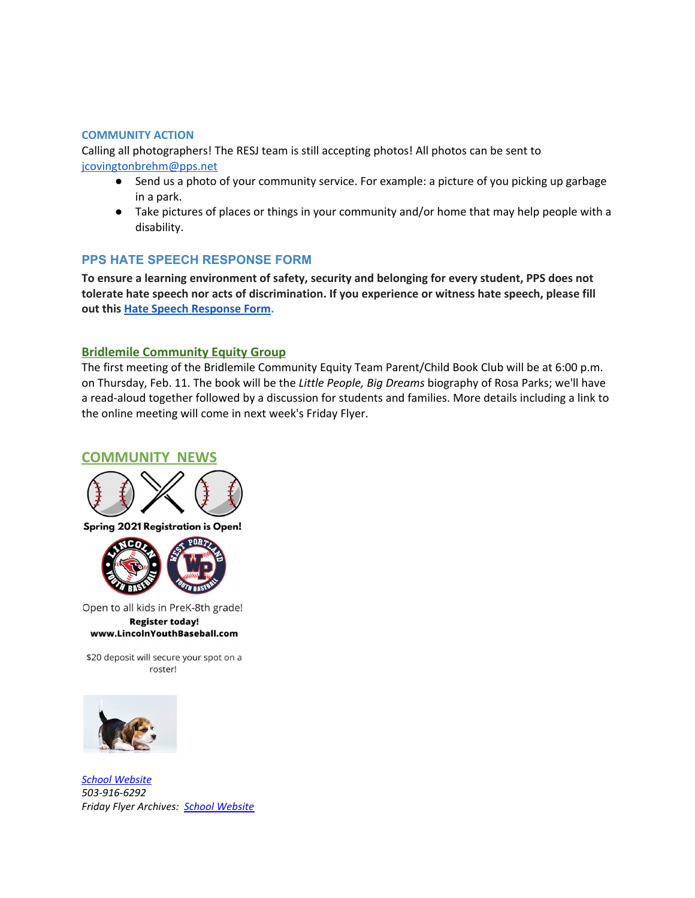## COMMUNITY ACTION

Calling all photographers! The RESJ team is still accepting photos! All photos can be sent to jcovingtonbrehm@pps.net

- Send us a photo of your community service. For example: a picture of you picking up garbage in a park.
- Take pictures of places or things in your community and/or home that may help people with a disability.

## PPS HATE SPEECH RESPONSE FORM

**To ensure a learning environment of safety, security and belonging for every student, PPS does not tolerate hate speech nor acts of discrimination. If you experience or witness hate speech, please fill out this Hate Speech Response Form.**

## Bridlemile Community Equity Group

The first meeting of the Bridlemile Community Equity Team Parent/Child Book Club will be at 6:00 p.m. on Thursday, Feb. 11. The book will be the *Little People, Big Dreams* biography of Rosa Parks; we'll have a read-aloud together followed by a discussion for students and families. More details including a link to the online meeting will come in next week's Friday Flyer.

## COMMUNITY NEWS

**Spring 2021 Registration is Open!**

Open to all kids in PreK-8th grade!

**Register today!**

**www.LincolnYouthBaseball.com**

$20 deposit will secure your spot on a roster!

*School Website*

*503-916-6292*

*Friday Flyer Archives: School Website*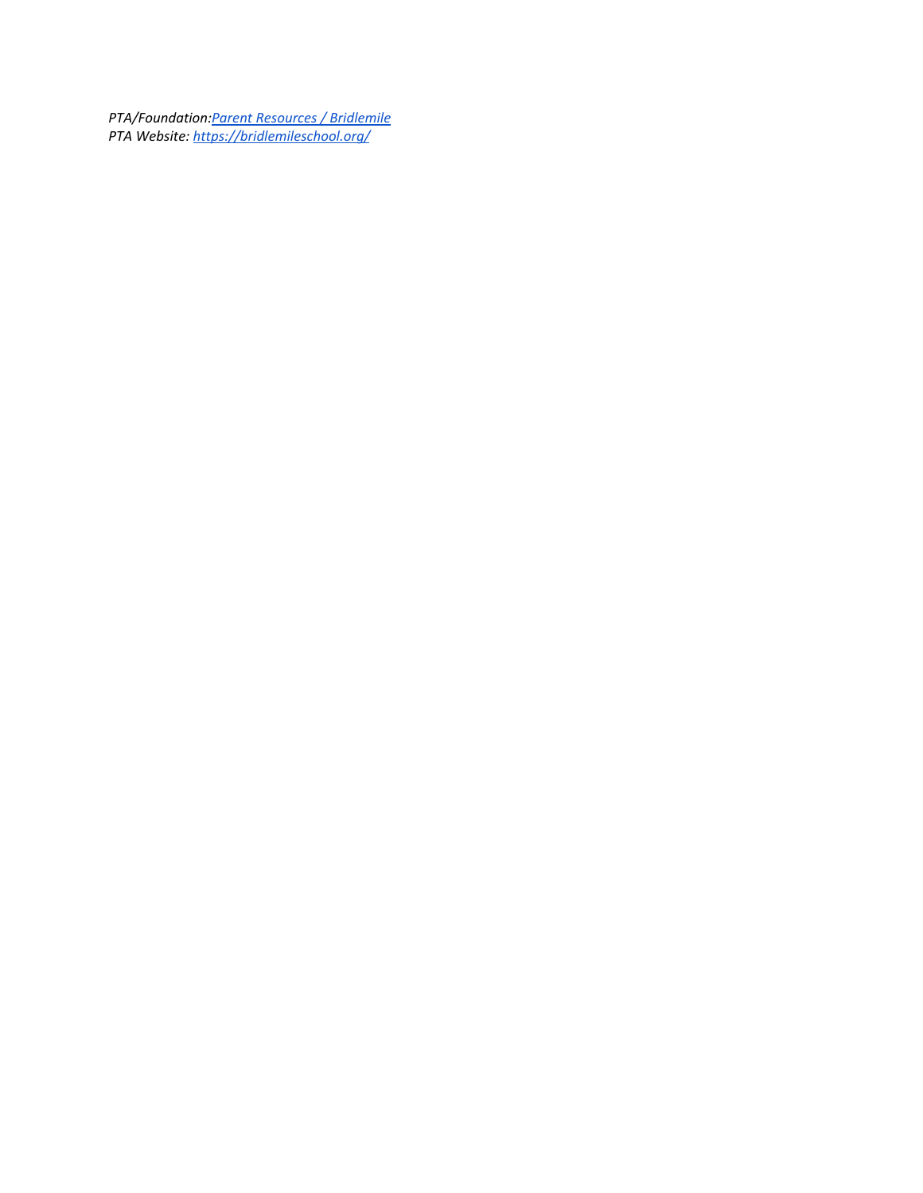*PTA/Foundation:[Parent Resources / Bridlemile](#)*
*PTA Website: [https://bridlemileschool.org/](https://bridlemileschool.org/)*